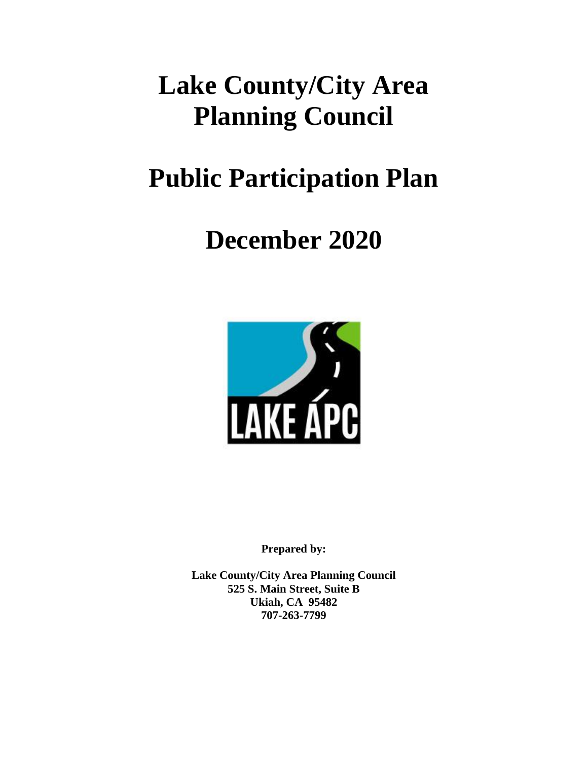# Lake County/City Area Planning Council

# Public Participation Plan

# December 2020

**Prepared by:**

**Lake County/City Area Planning Council**
**525 S. Main Street, Suite B**
**Ukiah, CA 95482**
**707-263-7799**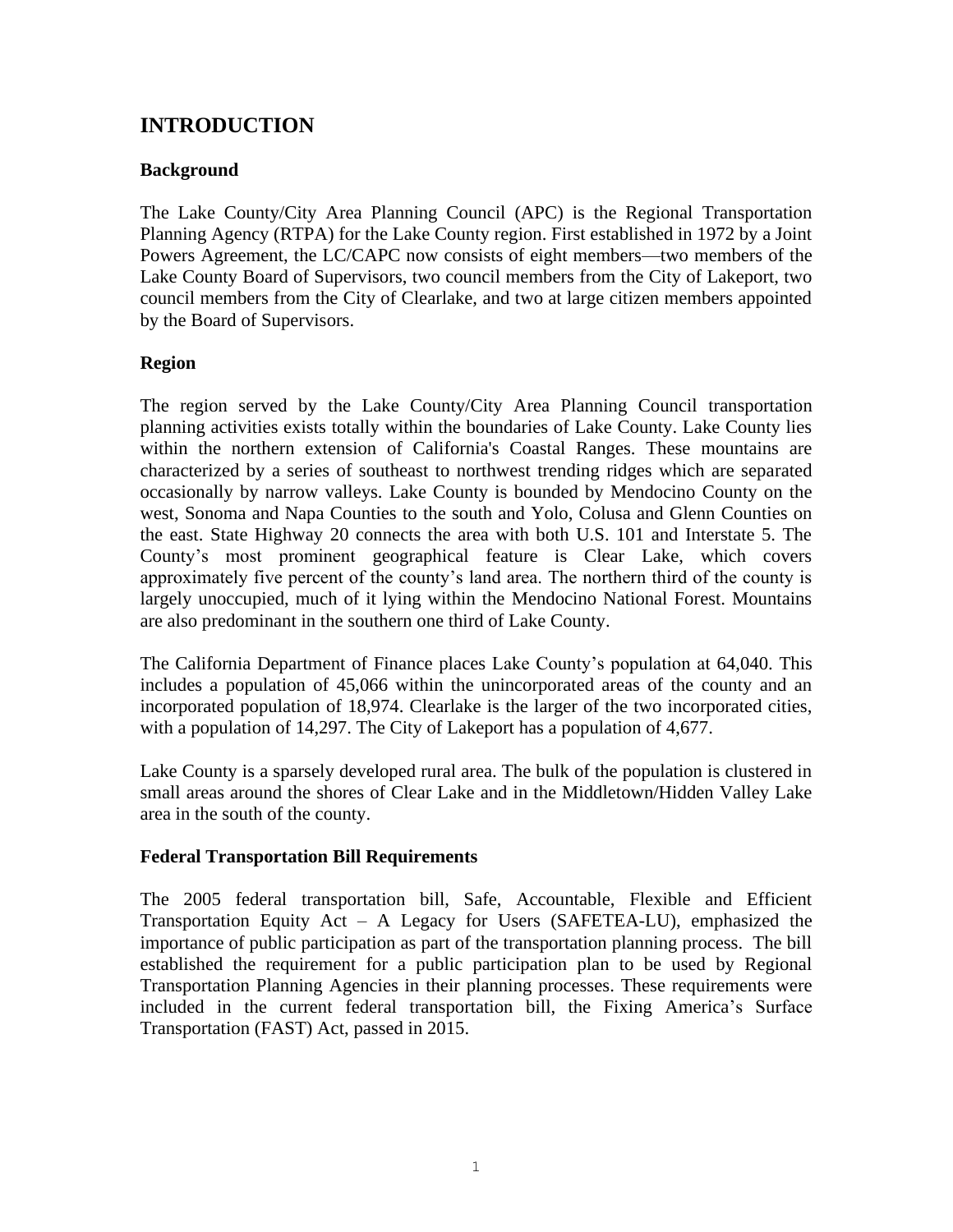# INTRODUCTION

### Background

The Lake County/City Area Planning Council (APC) is the Regional Transportation Planning Agency (RTPA) for the Lake County region. First established in 1972 by a Joint Powers Agreement, the LC/CAPC now consists of eight members—two members of the Lake County Board of Supervisors, two council members from the City of Lakeport, two council members from the City of Clearlake, and two at large citizen members appointed by the Board of Supervisors.

### Region

The region served by the Lake County/City Area Planning Council transportation planning activities exists totally within the boundaries of Lake County. Lake County lies within the northern extension of California's Coastal Ranges. These mountains are characterized by a series of southeast to northwest trending ridges which are separated occasionally by narrow valleys. Lake County is bounded by Mendocino County on the west, Sonoma and Napa Counties to the south and Yolo, Colusa and Glenn Counties on the east. State Highway 20 connects the area with both U.S. 101 and Interstate 5. The County's most prominent geographical feature is Clear Lake, which covers approximately five percent of the county's land area. The northern third of the county is largely unoccupied, much of it lying within the Mendocino National Forest. Mountains are also predominant in the southern one third of Lake County.

The California Department of Finance places Lake County's population at 64,040. This includes a population of 45,066 within the unincorporated areas of the county and an incorporated population of 18,974. Clearlake is the larger of the two incorporated cities, with a population of 14,297. The City of Lakeport has a population of 4,677.

Lake County is a sparsely developed rural area. The bulk of the population is clustered in small areas around the shores of Clear Lake and in the Middletown/Hidden Valley Lake area in the south of the county.

### Federal Transportation Bill Requirements

The 2005 federal transportation bill, Safe, Accountable, Flexible and Efficient Transportation Equity Act – A Legacy for Users (SAFETEA-LU), emphasized the importance of public participation as part of the transportation planning process. The bill established the requirement for a public participation plan to be used by Regional Transportation Planning Agencies in their planning processes. These requirements were included in the current federal transportation bill, the Fixing America's Surface Transportation (FAST) Act, passed in 2015.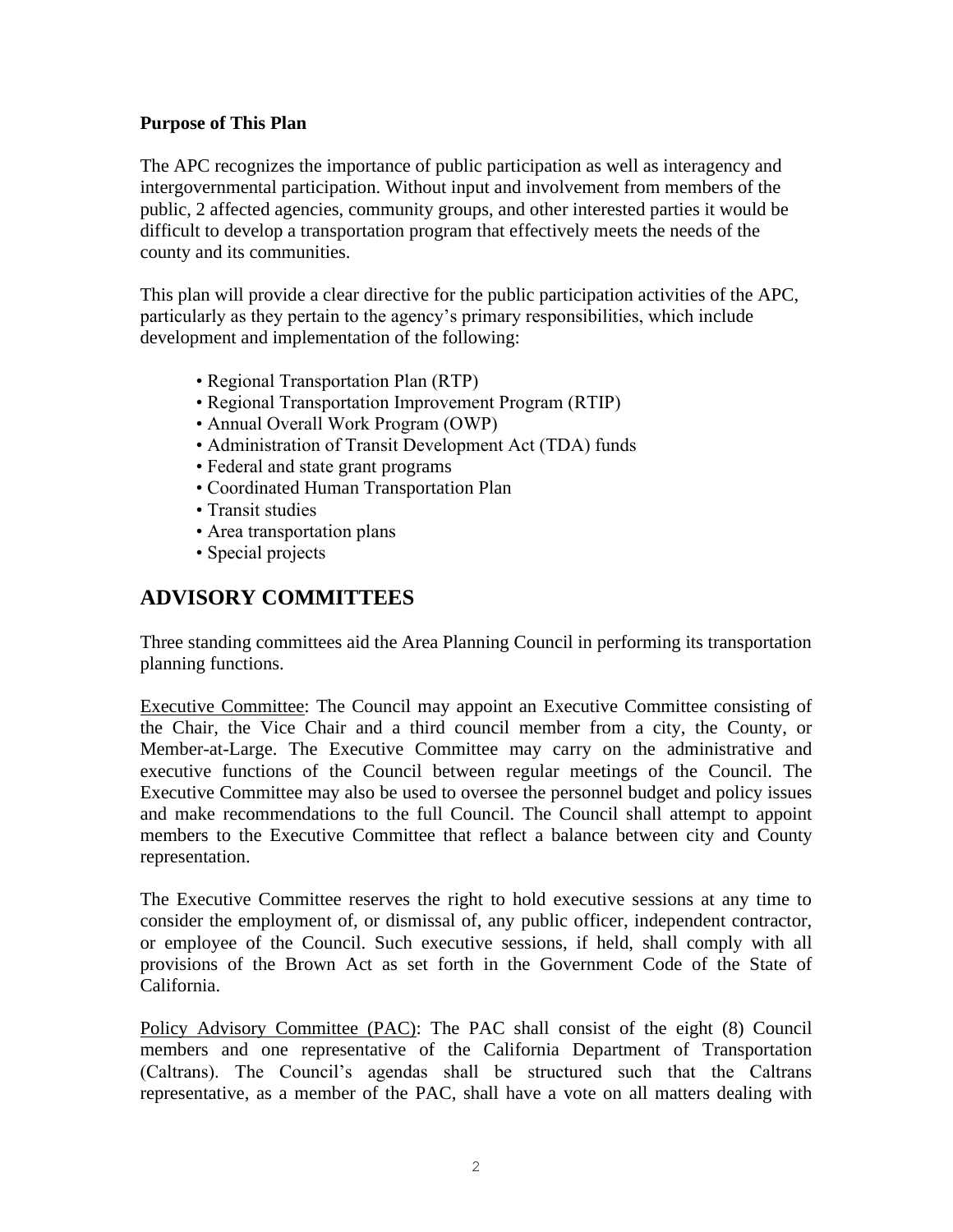**Purpose of This Plan**

The APC recognizes the importance of public participation as well as interagency and intergovernmental participation. Without input and involvement from members of the public, 2 affected agencies, community groups, and other interested parties it would be difficult to develop a transportation program that effectively meets the needs of the county and its communities.

This plan will provide a clear directive for the public participation activities of the APC, particularly as they pertain to the agency's primary responsibilities, which include development and implementation of the following:

- Regional Transportation Plan (RTP)
- Regional Transportation Improvement Program (RTIP)
- Annual Overall Work Program (OWP)
- Administration of Transit Development Act (TDA) funds
- Federal and state grant programs
- Coordinated Human Transportation Plan
- Transit studies
- Area transportation plans
- Special projects

## ADVISORY COMMITTEES

Three standing committees aid the Area Planning Council in performing its transportation planning functions.

Executive Committee: The Council may appoint an Executive Committee consisting of the Chair, the Vice Chair and a third council member from a city, the County, or Member-at-Large. The Executive Committee may carry on the administrative and executive functions of the Council between regular meetings of the Council. The Executive Committee may also be used to oversee the personnel budget and policy issues and make recommendations to the full Council. The Council shall attempt to appoint members to the Executive Committee that reflect a balance between city and County representation.

The Executive Committee reserves the right to hold executive sessions at any time to consider the employment of, or dismissal of, any public officer, independent contractor, or employee of the Council. Such executive sessions, if held, shall comply with all provisions of the Brown Act as set forth in the Government Code of the State of California.

Policy Advisory Committee (PAC): The PAC shall consist of the eight (8) Council members and one representative of the California Department of Transportation (Caltrans). The Council's agendas shall be structured such that the Caltrans representative, as a member of the PAC, shall have a vote on all matters dealing with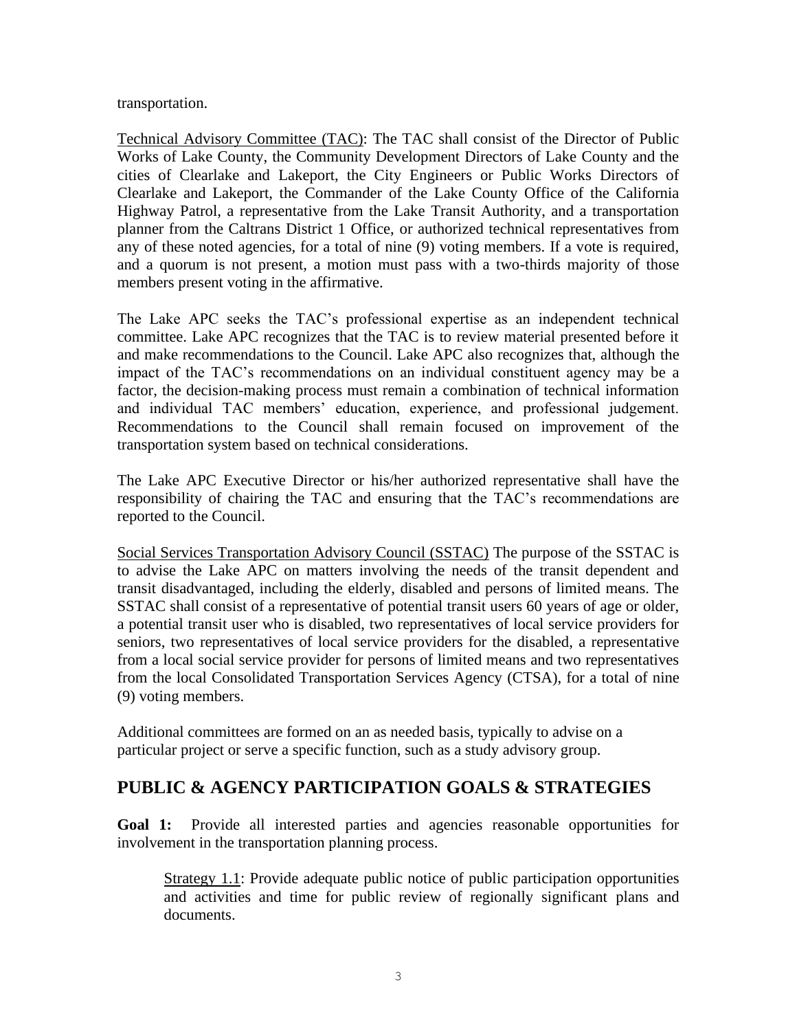transportation.

Technical Advisory Committee (TAC): The TAC shall consist of the Director of Public Works of Lake County, the Community Development Directors of Lake County and the cities of Clearlake and Lakeport, the City Engineers or Public Works Directors of Clearlake and Lakeport, the Commander of the Lake County Office of the California Highway Patrol, a representative from the Lake Transit Authority, and a transportation planner from the Caltrans District 1 Office, or authorized technical representatives from any of these noted agencies, for a total of nine (9) voting members. If a vote is required, and a quorum is not present, a motion must pass with a two-thirds majority of those members present voting in the affirmative.

The Lake APC seeks the TAC's professional expertise as an independent technical committee. Lake APC recognizes that the TAC is to review material presented before it and make recommendations to the Council. Lake APC also recognizes that, although the impact of the TAC's recommendations on an individual constituent agency may be a factor, the decision-making process must remain a combination of technical information and individual TAC members' education, experience, and professional judgement. Recommendations to the Council shall remain focused on improvement of the transportation system based on technical considerations.

The Lake APC Executive Director or his/her authorized representative shall have the responsibility of chairing the TAC and ensuring that the TAC's recommendations are reported to the Council.

Social Services Transportation Advisory Council (SSTAC) The purpose of the SSTAC is to advise the Lake APC on matters involving the needs of the transit dependent and transit disadvantaged, including the elderly, disabled and persons of limited means. The SSTAC shall consist of a representative of potential transit users 60 years of age or older, a potential transit user who is disabled, two representatives of local service providers for seniors, two representatives of local service providers for the disabled, a representative from a local social service provider for persons of limited means and two representatives from the local Consolidated Transportation Services Agency (CTSA), for a total of nine (9) voting members.

Additional committees are formed on an as needed basis, typically to advise on a particular project or serve a specific function, such as a study advisory group.

## PUBLIC & AGENCY PARTICIPATION GOALS & STRATEGIES

**Goal 1:** Provide all interested parties and agencies reasonable opportunities for involvement in the transportation planning process.

> Strategy 1.1: Provide adequate public notice of public participation opportunities and activities and time for public review of regionally significant plans and documents.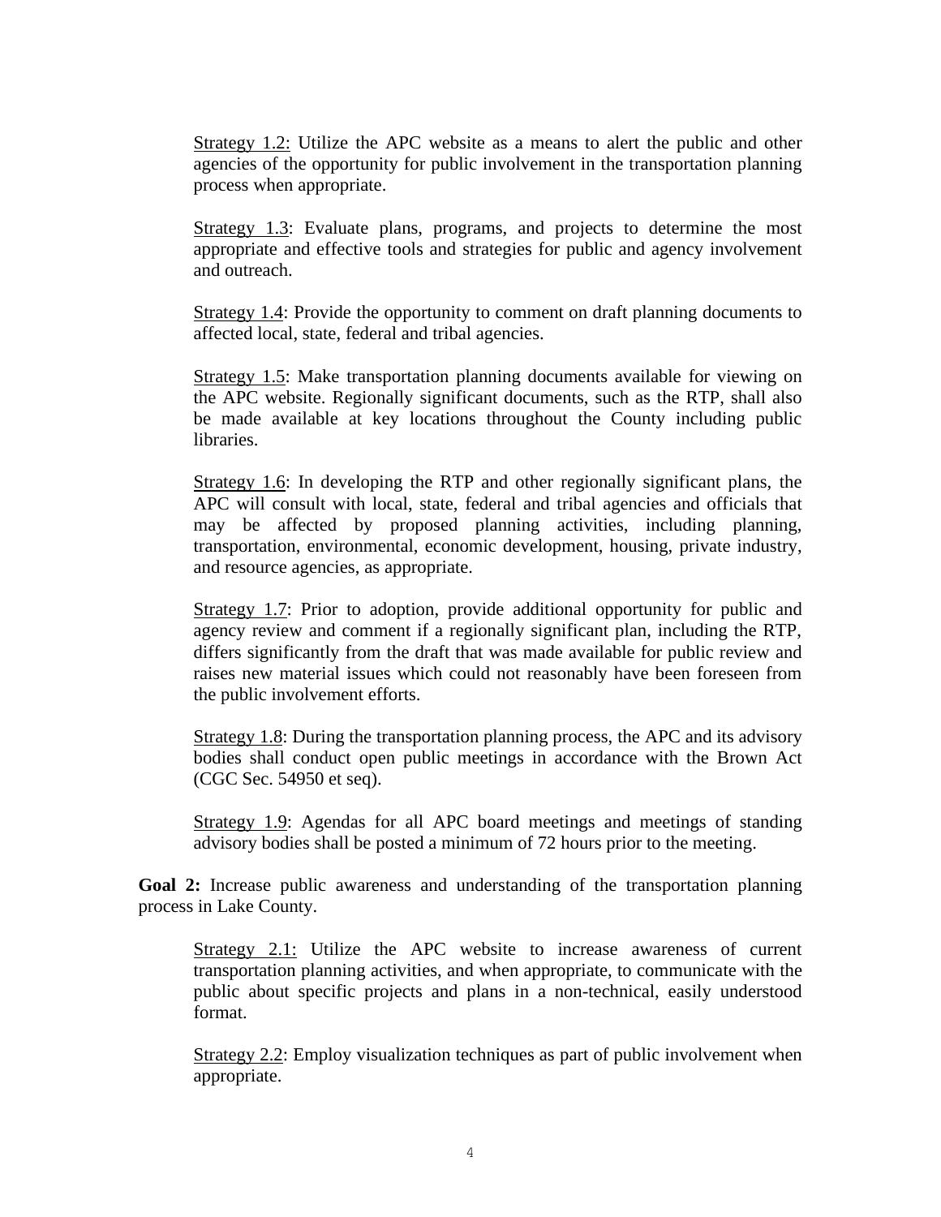Strategy 1.2: Utilize the APC website as a means to alert the public and other agencies of the opportunity for public involvement in the transportation planning process when appropriate.

Strategy 1.3: Evaluate plans, programs, and projects to determine the most appropriate and effective tools and strategies for public and agency involvement and outreach.

Strategy 1.4: Provide the opportunity to comment on draft planning documents to affected local, state, federal and tribal agencies.

Strategy 1.5: Make transportation planning documents available for viewing on the APC website. Regionally significant documents, such as the RTP, shall also be made available at key locations throughout the County including public libraries.

Strategy 1.6: In developing the RTP and other regionally significant plans, the APC will consult with local, state, federal and tribal agencies and officials that may be affected by proposed planning activities, including planning, transportation, environmental, economic development, housing, private industry, and resource agencies, as appropriate.

Strategy 1.7: Prior to adoption, provide additional opportunity for public and agency review and comment if a regionally significant plan, including the RTP, differs significantly from the draft that was made available for public review and raises new material issues which could not reasonably have been foreseen from the public involvement efforts.

Strategy 1.8: During the transportation planning process, the APC and its advisory bodies shall conduct open public meetings in accordance with the Brown Act (CGC Sec. 54950 et seq).

Strategy 1.9: Agendas for all APC board meetings and meetings of standing advisory bodies shall be posted a minimum of 72 hours prior to the meeting.

**Goal 2:** Increase public awareness and understanding of the transportation planning process in Lake County.

Strategy 2.1: Utilize the APC website to increase awareness of current transportation planning activities, and when appropriate, to communicate with the public about specific projects and plans in a non-technical, easily understood format.

Strategy 2.2: Employ visualization techniques as part of public involvement when appropriate.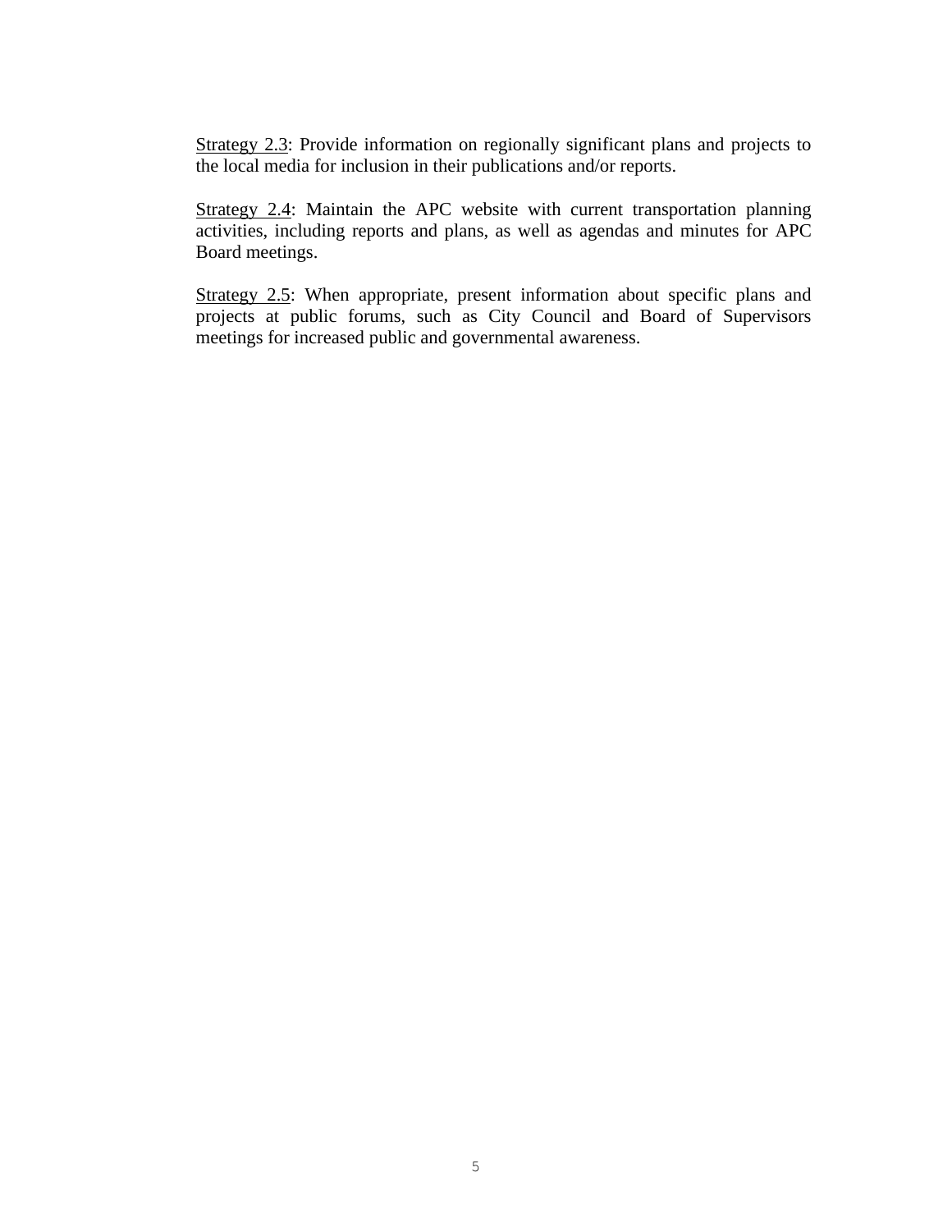<u>Strategy 2.3</u>: Provide information on regionally significant plans and projects to the local media for inclusion in their publications and/or reports.

<u>Strategy 2.4</u>: Maintain the APC website with current transportation planning activities, including reports and plans, as well as agendas and minutes for APC Board meetings.

<u>Strategy 2.5</u>: When appropriate, present information about specific plans and projects at public forums, such as City Council and Board of Supervisors meetings for increased public and governmental awareness.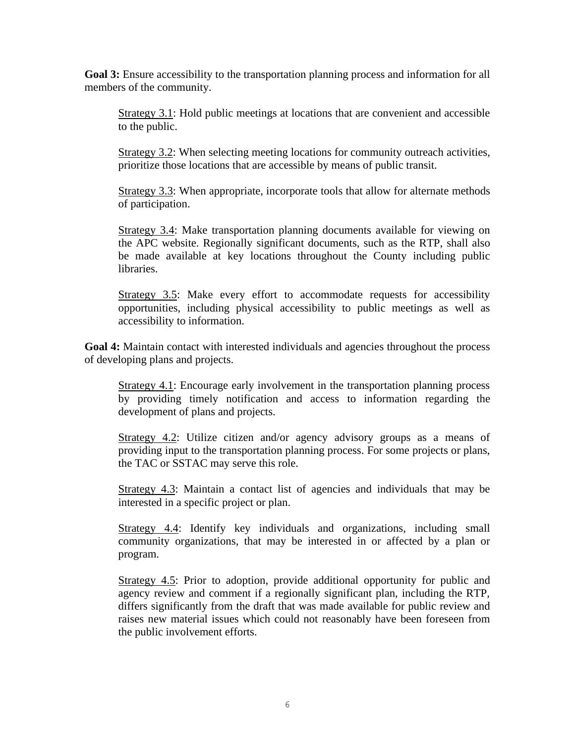**Goal 3:** Ensure accessibility to the transportation planning process and information for all members of the community.

> Strategy 3.1: Hold public meetings at locations that are convenient and accessible to the public.
>
> Strategy 3.2: When selecting meeting locations for community outreach activities, prioritize those locations that are accessible by means of public transit.
>
> Strategy 3.3: When appropriate, incorporate tools that allow for alternate methods of participation.
>
> Strategy 3.4: Make transportation planning documents available for viewing on the APC website. Regionally significant documents, such as the RTP, shall also be made available at key locations throughout the County including public libraries.
>
> Strategy 3.5: Make every effort to accommodate requests for accessibility opportunities, including physical accessibility to public meetings as well as accessibility to information.

**Goal 4:** Maintain contact with interested individuals and agencies throughout the process of developing plans and projects.

> Strategy 4.1: Encourage early involvement in the transportation planning process by providing timely notification and access to information regarding the development of plans and projects.
>
> Strategy 4.2: Utilize citizen and/or agency advisory groups as a means of providing input to the transportation planning process. For some projects or plans, the TAC or SSTAC may serve this role.
>
> Strategy 4.3: Maintain a contact list of agencies and individuals that may be interested in a specific project or plan.
>
> Strategy 4.4: Identify key individuals and organizations, including small community organizations, that may be interested in or affected by a plan or program.
>
> Strategy 4.5: Prior to adoption, provide additional opportunity for public and agency review and comment if a regionally significant plan, including the RTP, differs significantly from the draft that was made available for public review and raises new material issues which could not reasonably have been foreseen from the public involvement efforts.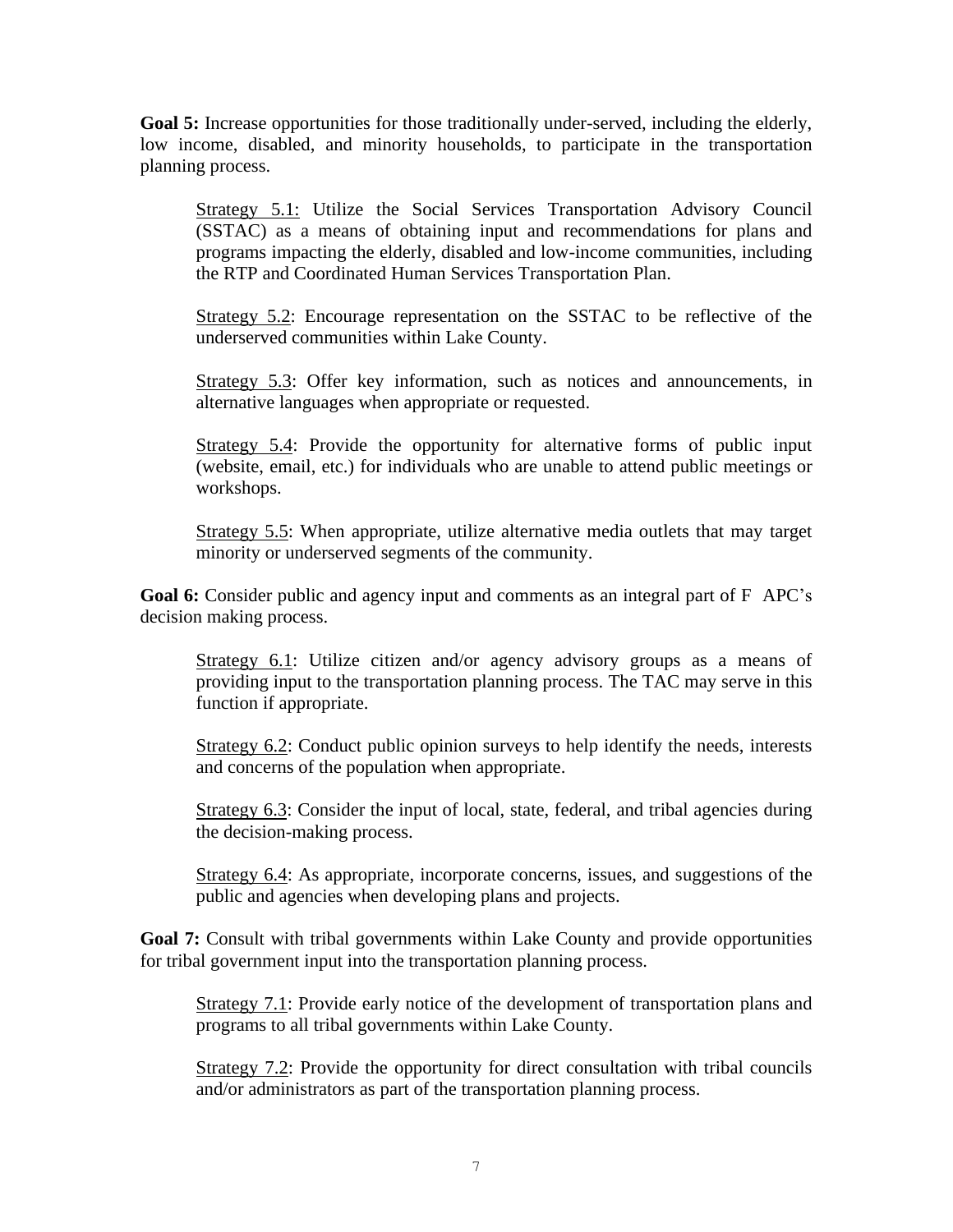**Goal 5:** Increase opportunities for those traditionally under-served, including the elderly, low income, disabled, and minority households, to participate in the transportation planning process.

> <u>Strategy 5.1:</u> Utilize the Social Services Transportation Advisory Council (SSTAC) as a means of obtaining input and recommendations for plans and programs impacting the elderly, disabled and low-income communities, including the RTP and Coordinated Human Services Transportation Plan.
>
> <u>Strategy 5.2</u>: Encourage representation on the SSTAC to be reflective of the underserved communities within Lake County.
>
> <u>Strategy 5.3</u>: Offer key information, such as notices and announcements, in alternative languages when appropriate or requested.
>
> <u>Strategy 5.4</u>: Provide the opportunity for alternative forms of public input (website, email, etc.) for individuals who are unable to attend public meetings or workshops.
>
> <u>Strategy 5.5</u>: When appropriate, utilize alternative media outlets that may target minority or underserved segments of the community.

**Goal 6:** Consider public and agency input and comments as an integral part of F APC's decision making process.

> <u>Strategy 6.1</u>: Utilize citizen and/or agency advisory groups as a means of providing input to the transportation planning process. The TAC may serve in this function if appropriate.
>
> <u>Strategy 6.2</u>: Conduct public opinion surveys to help identify the needs, interests and concerns of the population when appropriate.
>
> <u>Strategy 6.3</u>: Consider the input of local, state, federal, and tribal agencies during the decision-making process.
>
> <u>Strategy 6.4</u>: As appropriate, incorporate concerns, issues, and suggestions of the public and agencies when developing plans and projects.

**Goal 7:** Consult with tribal governments within Lake County and provide opportunities for tribal government input into the transportation planning process.

> <u>Strategy 7.1</u>: Provide early notice of the development of transportation plans and programs to all tribal governments within Lake County.
>
> <u>Strategy 7.2</u>: Provide the opportunity for direct consultation with tribal councils and/or administrators as part of the transportation planning process.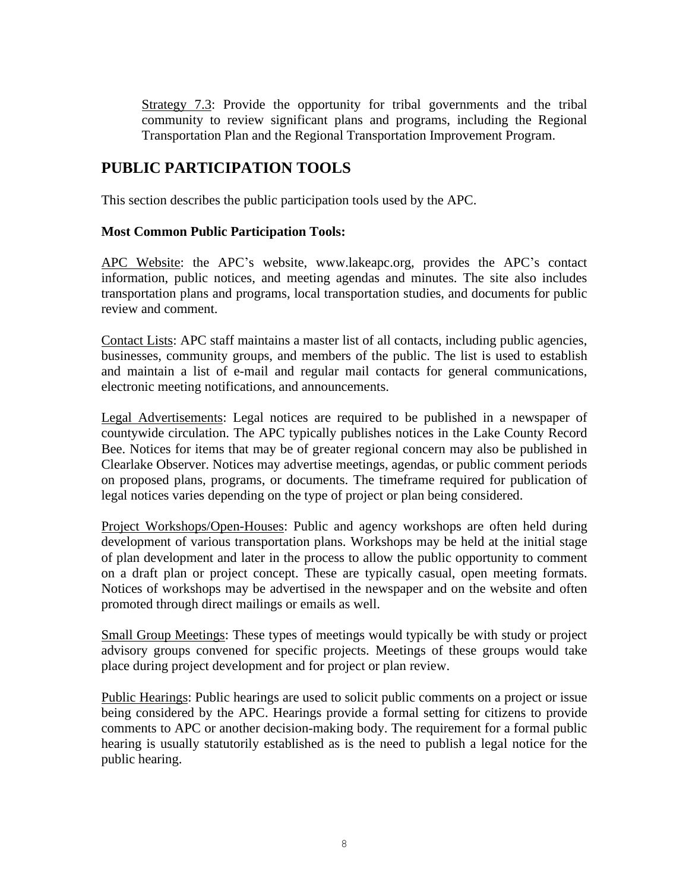Strategy 7.3: Provide the opportunity for tribal governments and the tribal community to review significant plans and programs, including the Regional Transportation Plan and the Regional Transportation Improvement Program.

## PUBLIC PARTICIPATION TOOLS

This section describes the public participation tools used by the APC.

**Most Common Public Participation Tools:**

APC Website: the APC's website, www.lakeapc.org, provides the APC's contact information, public notices, and meeting agendas and minutes. The site also includes transportation plans and programs, local transportation studies, and documents for public review and comment.

Contact Lists: APC staff maintains a master list of all contacts, including public agencies, businesses, community groups, and members of the public. The list is used to establish and maintain a list of e-mail and regular mail contacts for general communications, electronic meeting notifications, and announcements.

Legal Advertisements: Legal notices are required to be published in a newspaper of countywide circulation. The APC typically publishes notices in the Lake County Record Bee. Notices for items that may be of greater regional concern may also be published in Clearlake Observer. Notices may advertise meetings, agendas, or public comment periods on proposed plans, programs, or documents. The timeframe required for publication of legal notices varies depending on the type of project or plan being considered.

Project Workshops/Open-Houses: Public and agency workshops are often held during development of various transportation plans. Workshops may be held at the initial stage of plan development and later in the process to allow the public opportunity to comment on a draft plan or project concept. These are typically casual, open meeting formats. Notices of workshops may be advertised in the newspaper and on the website and often promoted through direct mailings or emails as well.

Small Group Meetings: These types of meetings would typically be with study or project advisory groups convened for specific projects. Meetings of these groups would take place during project development and for project or plan review.

Public Hearings: Public hearings are used to solicit public comments on a project or issue being considered by the APC. Hearings provide a formal setting for citizens to provide comments to APC or another decision-making body. The requirement for a formal public hearing is usually statutorily established as is the need to publish a legal notice for the public hearing.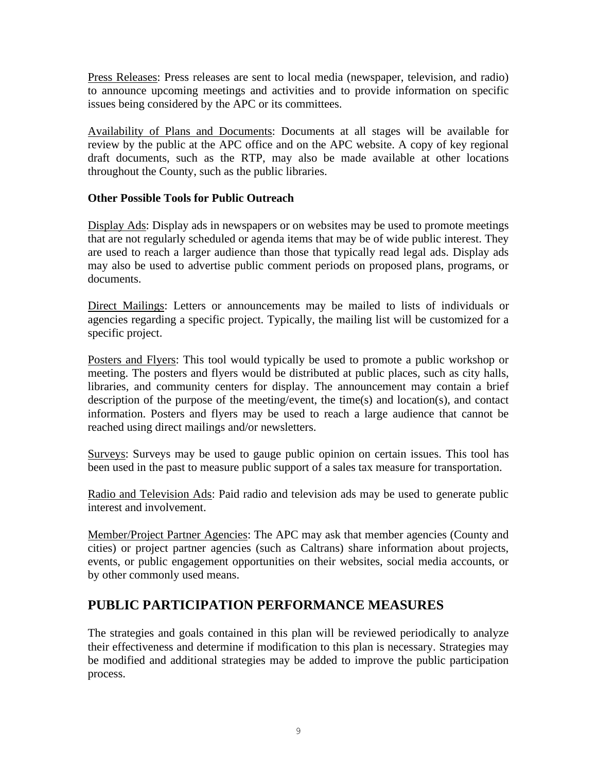Press Releases: Press releases are sent to local media (newspaper, television, and radio) to announce upcoming meetings and activities and to provide information on specific issues being considered by the APC or its committees.

Availability of Plans and Documents: Documents at all stages will be available for review by the public at the APC office and on the APC website. A copy of key regional draft documents, such as the RTP, may also be made available at other locations throughout the County, such as the public libraries.

### Other Possible Tools for Public Outreach

Display Ads: Display ads in newspapers or on websites may be used to promote meetings that are not regularly scheduled or agenda items that may be of wide public interest. They are used to reach a larger audience than those that typically read legal ads. Display ads may also be used to advertise public comment periods on proposed plans, programs, or documents.

Direct Mailings: Letters or announcements may be mailed to lists of individuals or agencies regarding a specific project. Typically, the mailing list will be customized for a specific project.

Posters and Flyers: This tool would typically be used to promote a public workshop or meeting. The posters and flyers would be distributed at public places, such as city halls, libraries, and community centers for display. The announcement may contain a brief description of the purpose of the meeting/event, the time(s) and location(s), and contact information. Posters and flyers may be used to reach a large audience that cannot be reached using direct mailings and/or newsletters.

Surveys: Surveys may be used to gauge public opinion on certain issues. This tool has been used in the past to measure public support of a sales tax measure for transportation.

Radio and Television Ads: Paid radio and television ads may be used to generate public interest and involvement.

Member/Project Partner Agencies: The APC may ask that member agencies (County and cities) or project partner agencies (such as Caltrans) share information about projects, events, or public engagement opportunities on their websites, social media accounts, or by other commonly used means.

## PUBLIC PARTICIPATION PERFORMANCE MEASURES

The strategies and goals contained in this plan will be reviewed periodically to analyze their effectiveness and determine if modification to this plan is necessary. Strategies may be modified and additional strategies may be added to improve the public participation process.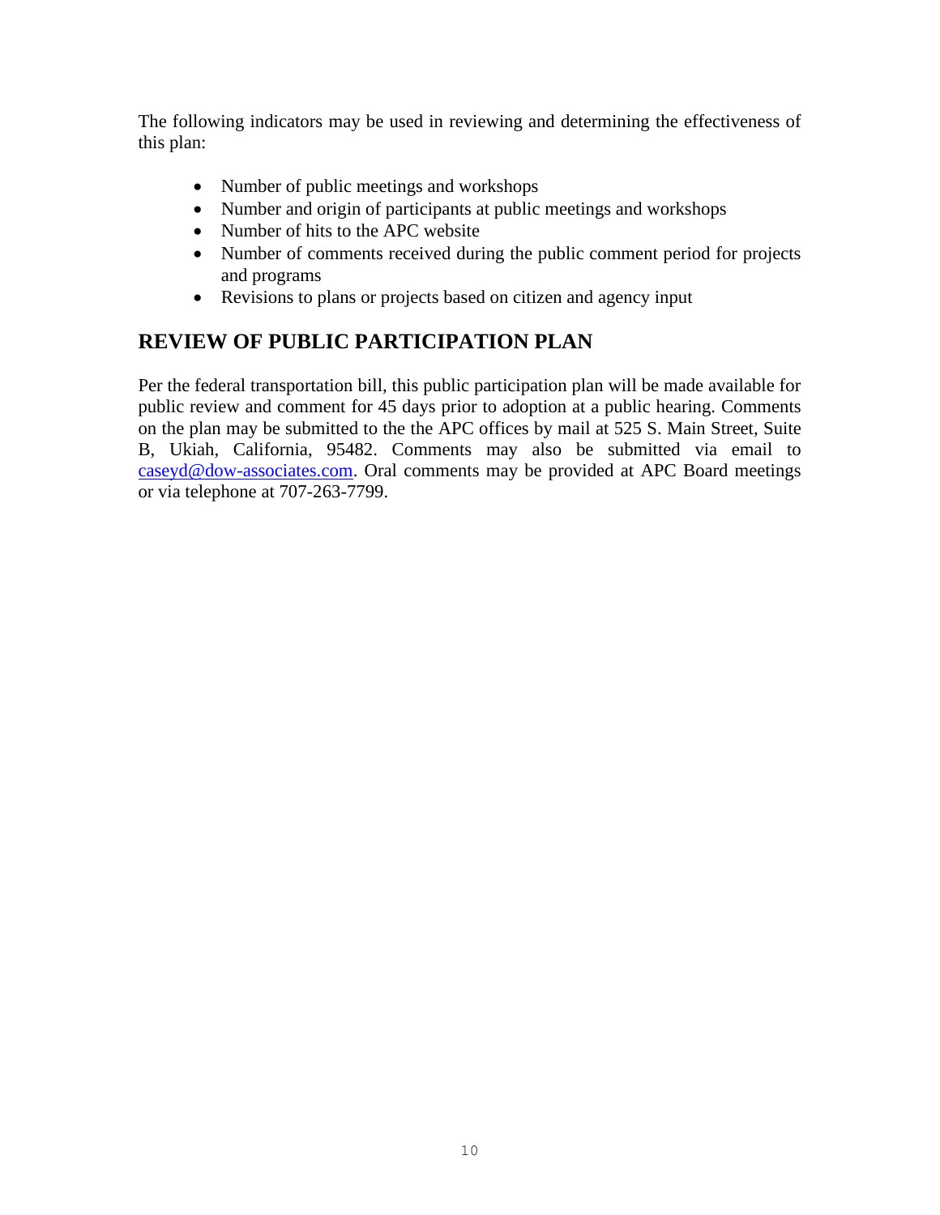The following indicators may be used in reviewing and determining the effectiveness of this plan:

- Number of public meetings and workshops
- Number and origin of participants at public meetings and workshops
- Number of hits to the APC website
- Number of comments received during the public comment period for projects and programs
- Revisions to plans or projects based on citizen and agency input

## REVIEW OF PUBLIC PARTICIPATION PLAN

Per the federal transportation bill, this public participation plan will be made available for public review and comment for 45 days prior to adoption at a public hearing. Comments on the plan may be submitted to the the APC offices by mail at 525 S. Main Street, Suite B, Ukiah, California, 95482. Comments may also be submitted via email to caseyd@dow-associates.com. Oral comments may be provided at APC Board meetings or via telephone at 707-263-7799.